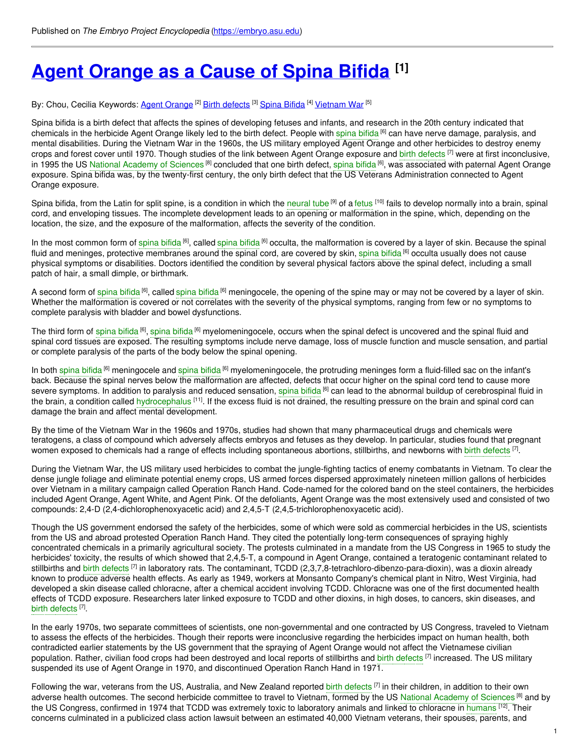Published on *The Embryo Project Encyclopedia* (https://embryo.asu.edu)

# Agent Orange as a Cause of Spina Bifida [1]

By: Chou, Cecilia Keywords: Agent Orange [2] Birth defects [3] Spina Bifida [4] Vietnam War [5]

Spina bifida is a birth defect that affects the spines of developing fetuses and infants, and research in the 20th century indicated that chemicals in the herbicide Agent Orange likely led to the birth defect. People with spina bifida [6] can have nerve damage, paralysis, and mental disabilities. During the Vietnam War in the 1960s, the US military employed Agent Orange and other herbicides to destroy enemy crops and forest cover until 1970. Though studies of the link between Agent Orange exposure and birth defects [7] were at first inconclusive, in 1995 the US National Academy of Sciences [8] concluded that one birth defect, spina bifida [6], was associated with paternal Agent Orange exposure. Spina bifida was, by the twenty-first century, the only birth defect that the US Veterans Administration connected to Agent Orange exposure.

Spina bifida, from the Latin for split spine, is a condition in which the neural tube [9] of a fetus [10] fails to develop normally into a brain, spinal cord, and enveloping tissues. The incomplete development leads to an opening or malformation in the spine, which, depending on the location, the size, and the exposure of the malformation, affects the severity of the condition.

In the most common form of spina bifida [6], called spina bifida [6] occulta, the malformation is covered by a layer of skin. Because the spinal fluid and meninges, protective membranes around the spinal cord, are covered by skin, spina bifida [6] occulta usually does not cause physical symptoms or disabilities. Doctors identified the condition by several physical factors above the spinal defect, including a small patch of hair, a small dimple, or birthmark.

A second form of spina bifida [6], called spina bifida [6] meningocele, the opening of the spine may or may not be covered by a layer of skin. Whether the malformation is covered or not correlates with the severity of the physical symptoms, ranging from few or no symptoms to complete paralysis with bladder and bowel dysfunctions.

The third form of spina bifida [6], spina bifida [6] myelomeningocele, occurs when the spinal defect is uncovered and the spinal fluid and spinal cord tissues are exposed. The resulting symptoms include nerve damage, loss of muscle function and muscle sensation, and partial or complete paralysis of the parts of the body below the spinal opening.

In both spina bifida [6] meningocele and spina bifida [6] myelomeningocele, the protruding meninges form a fluid-filled sac on the infant's back. Because the spinal nerves below the malformation are affected, defects that occur higher on the spinal cord tend to cause more severe symptoms. In addition to paralysis and reduced sensation, spina bifida [6] can lead to the abnormal buildup of cerebrospinal fluid in the brain, a condition called hydrocephalus [11]. If the excess fluid is not drained, the resulting pressure on the brain and spinal cord can damage the brain and affect mental development.

By the time of the Vietnam War in the 1960s and 1970s, studies had shown that many pharmaceutical drugs and chemicals were teratogens, a class of compound which adversely affects embryos and fetuses as they develop. In particular, studies found that pregnant women exposed to chemicals had a range of effects including spontaneous abortions, stillbirths, and newborns with birth defects [7].

During the Vietnam War, the US military used herbicides to combat the jungle-fighting tactics of enemy combatants in Vietnam. To clear the dense jungle foliage and eliminate potential enemy crops, US armed forces dispersed approximately nineteen million gallons of herbicides over Vietnam in a military campaign called Operation Ranch Hand. Code-named for the colored band on the steel containers, the herbicides included Agent Orange, Agent White, and Agent Pink. Of the defoliants, Agent Orange was the most extensively used and consisted of two compounds: 2,4-D (2,4-dichlorophenoxyacetic acid) and 2,4,5-T (2,4,5-trichlorophenoxyacetic acid).

Though the US government endorsed the safety of the herbicides, some of which were sold as commercial herbicides in the US, scientists from the US and abroad protested Operation Ranch Hand. They cited the potentially long-term consequences of spraying highly concentrated chemicals in a primarily agricultural society. The protests culminated in a mandate from the US Congress in 1965 to study the herbicides' toxicity, the results of which showed that 2,4,5-T, a compound in Agent Orange, contained a teratogenic contaminant related to stillbirths and birth defects [7] in laboratory rats. The contaminant, TCDD (2,3,7,8-tetrachloro-dibenzo-para-dioxin), was a dioxin already known to produce adverse health effects. As early as 1949, workers at Monsanto Company's chemical plant in Nitro, West Virginia, had developed a skin disease called chloracne, after a chemical accident involving TCDD. Chloracne was one of the first documented health effects of TCDD exposure. Researchers later linked exposure to TCDD and other dioxins, in high doses, to cancers, skin diseases, and birth defects [7].

In the early 1970s, two separate committees of scientists, one non-governmental and one contracted by US Congress, traveled to Vietnam to assess the effects of the herbicides. Though their reports were inconclusive regarding the herbicides impact on human health, both contradicted earlier statements by the US government that the spraying of Agent Orange would not affect the Vietnamese civilian population. Rather, civilian food crops had been destroyed and local reports of stillbirths and birth defects [7] increased. The US military suspended its use of Agent Orange in 1970, and discontinued Operation Ranch Hand in 1971.

Following the war, veterans from the US, Australia, and New Zealand reported birth defects [7] in their children, in addition to their own adverse health outcomes. The second herbicide committee to travel to Vietnam, formed by the US National Academy of Sciences [8] and by the US Congress, confirmed in 1974 that TCDD was extremely toxic to laboratory animals and linked to chloracne in humans [12]. Their concerns culminated in a publicized class action lawsuit between an estimated 40,000 Vietnam veterans, their spouses, parents, and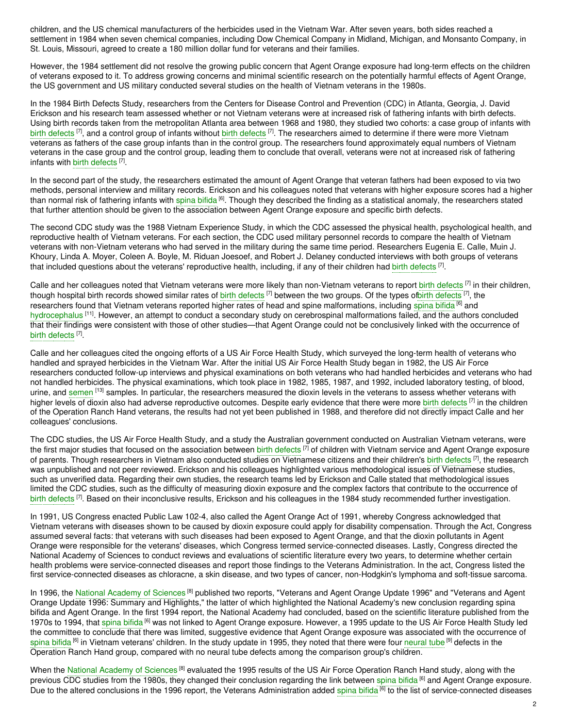children, and the US chemical manufacturers of the herbicides used in the Vietnam War. After seven years, both sides reached a settlement in 1984 when seven chemical companies, including Dow Chemical Company in Midland, Michigan, and Monsanto Company, in St. Louis, Missouri, agreed to create a 180 million dollar fund for veterans and their families.

However, the 1984 settlement did not resolve the growing public concern that Agent Orange exposure had long-term effects on the children of veterans exposed to it. To address growing concerns and minimal scientific research on the potentially harmful effects of Agent Orange, the US government and US military conducted several studies on the health of Vietnam veterans in the 1980s.

In the 1984 Birth Defects Study, researchers from the Centers for Disease Control and Prevention (CDC) in Atlanta, Georgia, J. David Erickson and his research team assessed whether or not Vietnam veterans were at increased risk of fathering infants with birth defects. Using birth records taken from the metropolitan Atlanta area between 1968 and 1980, they studied two cohorts: a case group of infants with birth defects [7], and a control group of infants without birth defects [7]. The researchers aimed to determine if there were more Vietnam veterans as fathers of the case group infants than in the control group. The researchers found approximately equal numbers of Vietnam veterans in the case group and the control group, leading them to conclude that overall, veterans were not at increased risk of fathering infants with birth defects [7].

In the second part of the study, the researchers estimated the amount of Agent Orange that veteran fathers had been exposed to via two methods, personal interview and military records. Erickson and his colleagues noted that veterans with higher exposure scores had a higher than normal risk of fathering infants with spina bifida [6]. Though they described the finding as a statistical anomaly, the researchers stated that further attention should be given to the association between Agent Orange exposure and specific birth defects.

The second CDC study was the 1988 Vietnam Experience Study, in which the CDC assessed the physical health, psychological health, and reproductive health of Vietnam veterans. For each section, the CDC used military personnel records to compare the health of Vietnam veterans with non-Vietnam veterans who had served in the military during the same time period. Researchers Eugenia E. Calle, Muin J. Khoury, Linda A. Moyer, Coleen A. Boyle, M. Riduan Joesoef, and Robert J. Delaney conducted interviews with both groups of veterans that included questions about the veterans' reproductive health, including, if any of their children had birth defects [7].

Calle and her colleagues noted that Vietnam veterans were more likely than non-Vietnam veterans to report birth defects [7] in their children, though hospital birth records showed similar rates of birth defects [7] between the two groups. Of the types ofbirth defects [7], the researchers found that Vietnam veterans reported higher rates of head and spine malformations, including spina bifida [6] and hydrocephalus [11]. However, an attempt to conduct a secondary study on cerebrospinal malformations failed, and the authors concluded that their findings were consistent with those of other studies—that Agent Orange could not be conclusively linked with the occurrence of birth defects [7].

Calle and her colleagues cited the ongoing efforts of a US Air Force Health Study, which surveyed the long-term health of veterans who handled and sprayed herbicides in the Vietnam War. After the initial US Air Force Health Study began in 1982, the US Air Force researchers conducted follow-up interviews and physical examinations on both veterans who had handled herbicides and veterans who had not handled herbicides. The physical examinations, which took place in 1982, 1985, 1987, and 1992, included laboratory testing, of blood, urine, and semen [13] samples. In particular, the researchers measured the dioxin levels in the veterans to assess whether veterans with higher levels of dioxin also had adverse reproductive outcomes. Despite early evidence that there were more birth defects [7] in the children of the Operation Ranch Hand veterans, the results had not yet been published in 1988, and therefore did not directly impact Calle and her colleagues' conclusions.

The CDC studies, the US Air Force Health Study, and a study the Australian government conducted on Australian Vietnam veterans, were the first major studies that focused on the association between birth defects [7] of children with Vietnam service and Agent Orange exposure of parents. Though researchers in Vietnam also conducted studies on Vietnamese citizens and their children's birth defects [7], the research was unpublished and not peer reviewed. Erickson and his colleagues highlighted various methodological issues of Vietnamese studies, such as unverified data. Regarding their own studies, the research teams led by Erickson and Calle stated that methodological issues limited the CDC studies, such as the difficulty of measuring dioxin exposure and the complex factors that contribute to the occurrence of birth defects [7]. Based on their inconclusive results, Erickson and his colleagues in the 1984 study recommended further investigation.

In 1991, US Congress enacted Public Law 102-4, also called the Agent Orange Act of 1991, whereby Congress acknowledged that Vietnam veterans with diseases shown to be caused by dioxin exposure could apply for disability compensation. Through the Act, Congress assumed several facts: that veterans with such diseases had been exposed to Agent Orange, and that the dioxin pollutants in Agent Orange were responsible for the veterans' diseases, which Congress termed service-connected diseases. Lastly, Congress directed the National Academy of Sciences to conduct reviews and evaluations of scientific literature every two years, to determine whether certain health problems were service-connected diseases and report those findings to the Veterans Administration. In the act, Congress listed the first service-connected diseases as chloracne, a skin disease, and two types of cancer, non-Hodgkin's lymphoma and soft-tissue sarcoma.

In 1996, the National Academy of Sciences [8] published two reports, "Veterans and Agent Orange Update 1996" and "Veterans and Agent Orange Update 1996: Summary and Highlights," the latter of which highlighted the National Academy's new conclusion regarding spina bifida and Agent Orange. In the first 1994 report, the National Academy had concluded, based on the scientific literature published from the 1970s to 1994, that spina bifida [6] was not linked to Agent Orange exposure. However, a 1995 update to the US Air Force Health Study led the committee to conclude that there was limited, suggestive evidence that Agent Orange exposure was associated with the occurrence of spina bifida [6] in Vietnam veterans' children. In the study update in 1995, they noted that there were four neural tube [9] defects in the Operation Ranch Hand group, compared with no neural tube defects among the comparison group's children.

When the National Academy of Sciences [8] evaluated the 1995 results of the US Air Force Operation Ranch Hand study, along with the previous CDC studies from the 1980s, they changed their conclusion regarding the link between spina bifida [6] and Agent Orange exposure. Due to the altered conclusions in the 1996 report, the Veterans Administration added spina bifida [6] to the list of service-connected diseases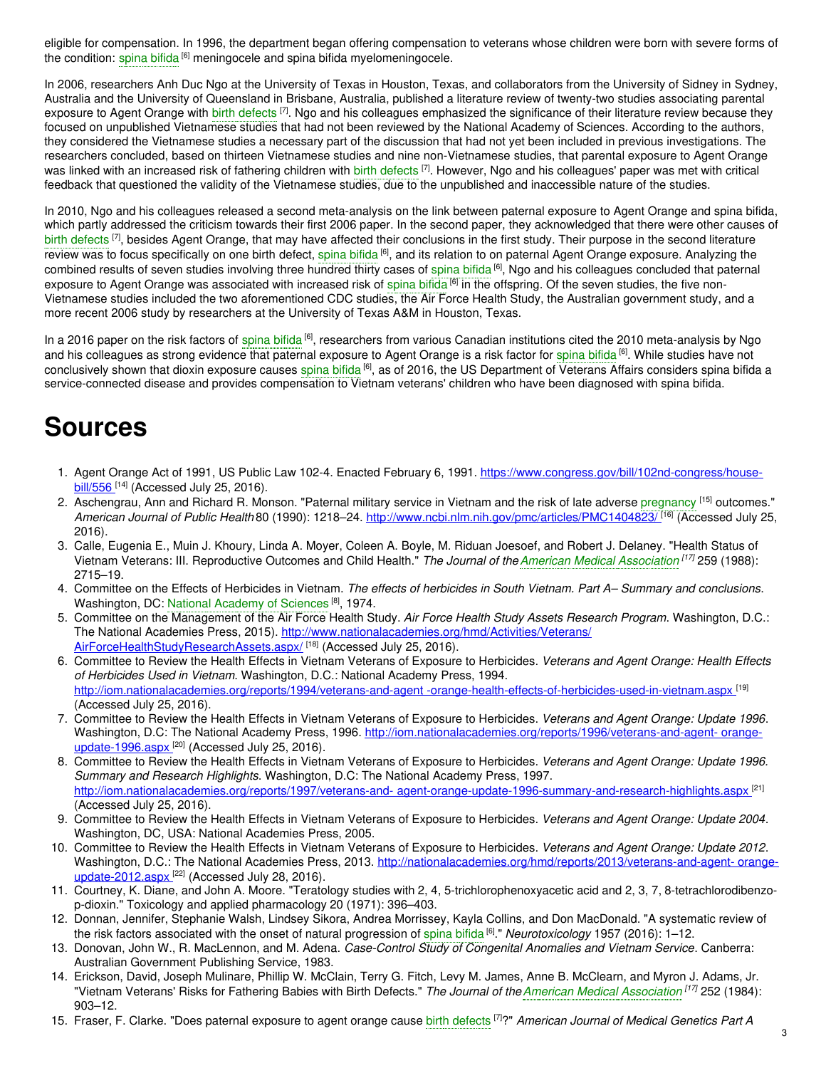eligible for compensation. In 1996, the department began offering compensation to veterans whose children were born with severe forms of the condition: spina bifida [6] meningocele and spina bifida myelomeningocele.

In 2006, researchers Anh Duc Ngo at the University of Texas in Houston, Texas, and collaborators from the University of Sidney in Sydney, Australia and the University of Queensland in Brisbane, Australia, published a literature review of twenty-two studies associating parental exposure to Agent Orange with birth defects [7]. Ngo and his colleagues emphasized the significance of their literature review because they focused on unpublished Vietnamese studies that had not been reviewed by the National Academy of Sciences. According to the authors, they considered the Vietnamese studies a necessary part of the discussion that had not yet been included in previous investigations. The researchers concluded, based on thirteen Vietnamese studies and nine non-Vietnamese studies, that parental exposure to Agent Orange was linked with an increased risk of fathering children with birth defects [7]. However, Ngo and his colleagues' paper was met with critical feedback that questioned the validity of the Vietnamese studies, due to the unpublished and inaccessible nature of the studies.

In 2010, Ngo and his colleagues released a second meta-analysis on the link between paternal exposure to Agent Orange and spina bifida, which partly addressed the criticism towards their first 2006 paper. In the second paper, they acknowledged that there were other causes of birth defects [7], besides Agent Orange, that may have affected their conclusions in the first study. Their purpose in the second literature review was to focus specifically on one birth defect, spina bifida [6], and its relation to on paternal Agent Orange exposure. Analyzing the combined results of seven studies involving three hundred thirty cases of spina bifida [6], Ngo and his colleagues concluded that paternal exposure to Agent Orange was associated with increased risk of spina bifida [6] in the offspring. Of the seven studies, the five non-Vietnamese studies included the two aforementioned CDC studies, the Air Force Health Study, the Australian government study, and a more recent 2006 study by researchers at the University of Texas A&M in Houston, Texas.

In a 2016 paper on the risk factors of spina bifida [6], researchers from various Canadian institutions cited the 2010 meta-analysis by Ngo and his colleagues as strong evidence that paternal exposure to Agent Orange is a risk factor for spina bifida [6]. While studies have not conclusively shown that dioxin exposure causes spina bifida [6], as of 2016, the US Department of Veterans Affairs considers spina bifida a service-connected disease and provides compensation to Vietnam veterans' children who have been diagnosed with spina bifida.

# Sources

1. Agent Orange Act of 1991, US Public Law 102-4. Enacted February 6, 1991. https://www.congress.gov/bill/102nd-congress/house-bill/556 [14] (Accessed July 25, 2016).
2. Aschengrau, Ann and Richard R. Monson. "Paternal military service in Vietnam and the risk of late adverse pregnancy [15] outcomes." *American Journal of Public Health* 80 (1990): 1218–24. http://www.ncbi.nlm.nih.gov/pmc/articles/PMC1404823/ [16] (Accessed July 25, 2016).
3. Calle, Eugenia E., Muin J. Khoury, Linda A. Moyer, Coleen A. Boyle, M. Riduan Joesoef, and Robert J. Delaney. "Health Status of Vietnam Veterans: III. Reproductive Outcomes and Child Health." *The Journal of the American Medical Association* [17] 259 (1988): 2715–19.
4. Committee on the Effects of Herbicides in Vietnam. *The effects of herbicides in South Vietnam. Part A– Summary and conclusions*. Washington, DC: National Academy of Sciences [8], 1974.
5. Committee on the Management of the Air Force Health Study. *Air Force Health Study Assets Research Program*. Washington, D.C.: The National Academies Press, 2015). http://www.nationalacademies.org/hmd/Activities/Veterans/AirForceHealthStudyResearchAssets.aspx/ [18] (Accessed July 25, 2016).
6. Committee to Review the Health Effects in Vietnam Veterans of Exposure to Herbicides. *Veterans and Agent Orange: Health Effects of Herbicides Used in Vietnam*. Washington, D.C.: National Academy Press, 1994. http://iom.nationalacademies.org/reports/1994/veterans-and-agent -orange-health-effects-of-herbicides-used-in-vietnam.aspx [19] (Accessed July 25, 2016).
7. Committee to Review the Health Effects in Vietnam Veterans of Exposure to Herbicides. *Veterans and Agent Orange: Update 1996*. Washington, D.C: The National Academy Press, 1996. http://iom.nationalacademies.org/reports/1996/veterans-and-agent- orange-update-1996.aspx [20] (Accessed July 25, 2016).
8. Committee to Review the Health Effects in Vietnam Veterans of Exposure to Herbicides. *Veterans and Agent Orange: Update 1996. Summary and Research Highlights*. Washington, D.C: The National Academy Press, 1997. http://iom.nationalacademies.org/reports/1997/veterans-and- agent-orange-update-1996-summary-and-research-highlights.aspx [21] (Accessed July 25, 2016).
9. Committee to Review the Health Effects in Vietnam Veterans of Exposure to Herbicides. *Veterans and Agent Orange: Update 2004*. Washington, DC, USA: National Academies Press, 2005.
10. Committee to Review the Health Effects in Vietnam Veterans of Exposure to Herbicides. *Veterans and Agent Orange: Update 2012*. Washington, D.C.: The National Academies Press, 2013. http://nationalacademies.org/hmd/reports/2013/veterans-and-agent- orange-update-2012.aspx [22] (Accessed July 28, 2016).
11. Courtney, K. Diane, and John A. Moore. "Teratology studies with 2, 4, 5-trichlorophenoxyacetic acid and 2, 3, 7, 8-tetrachlorodibenzo-p-dioxin." Toxicology and applied pharmacology 20 (1971): 396–403.
12. Donnan, Jennifer, Stephanie Walsh, Lindsey Sikora, Andrea Morrissey, Kayla Collins, and Don MacDonald. "A systematic review of the risk factors associated with the onset of natural progression of spina bifida [6]." *Neurotoxicology* 1957 (2016): 1–12.
13. Donovan, John W., R. MacLennon, and M. Adena. *Case-Control Study of Congenital Anomalies and Vietnam Service*. Canberra: Australian Government Publishing Service, 1983.
14. Erickson, David, Joseph Mulinare, Phillip W. McClain, Terry G. Fitch, Levy M. James, Anne B. McClearn, and Myron J. Adams, Jr. "Vietnam Veterans' Risks for Fathering Babies with Birth Defects." *The Journal of the American Medical Association* [17] 252 (1984): 903–12.
15. Fraser, F. Clarke. "Does paternal exposure to agent orange cause birth defects [7]?" *American Journal of Medical Genetics Part A*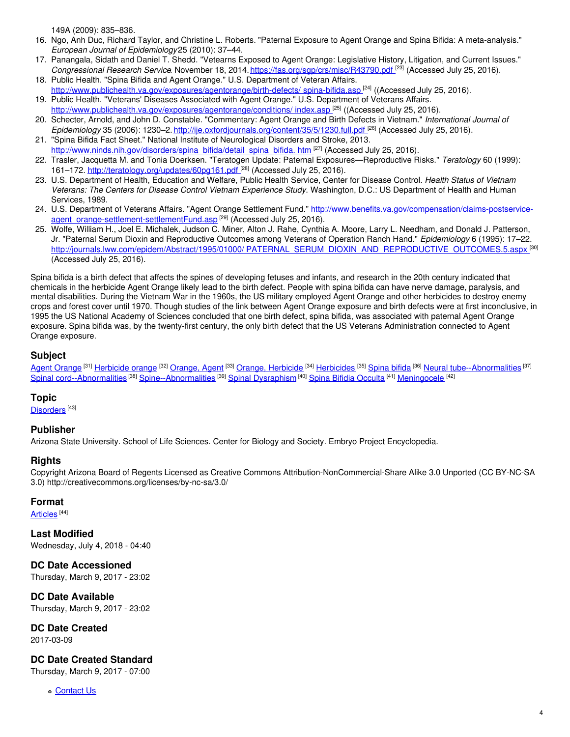149A (2009): 835–836.

16. Ngo, Anh Duc, Richard Taylor, and Christine L. Roberts. "Paternal Exposure to Agent Orange and Spina Bifida: A meta-analysis." *European Journal of Epidemiology* 25 (2010): 37–44.
17. Panangala, Sidath and Daniel T. Shedd. "Vetearns Exposed to Agent Orange: Legislative History, Litigation, and Current Issues." *Congressional Research Service*. November 18, 2014. https://fas.org/sgp/crs/misc/R43790.pdf [23] (Accessed July 25, 2016).
18. Public Health. "Spina Bifida and Agent Orange." U.S. Department of Veteran Affairs. http://www.publichealth.va.gov/exposures/agentorange/birth-defects/ spina-bifida.asp [24] ((Accessed July 25, 2016).
19. Public Health. "Veterans' Diseases Associated with Agent Orange." U.S. Department of Veterans Affairs. http://www.publichealth.va.gov/exposures/agentorange/conditions/ index.asp [25] ((Accessed July 25, 2016).
20. Schecter, Arnold, and John D. Constable. "Commentary: Agent Orange and Birth Defects in Vietnam." *International Journal of Epidemiology* 35 (2006): 1230–2. http://ije.oxfordjournals.org/content/35/5/1230.full.pdf [26] (Accessed July 25, 2016).
21. "Spina Bifida Fact Sheet." National Institute of Neurological Disorders and Stroke, 2013. http://www.ninds.nih.gov/disorders/spina_bifida/detail_spina_bifida. htm [27] (Accessed July 25, 2016).
22. Trasler, Jacquetta M. and Tonia Doerksen. "Teratogen Update: Paternal Exposures—Reproductive Risks." *Teratology* 60 (1999): 161–172. http://teratology.org/updates/60pg161.pdf [28] (Accessed July 25, 2016).
23. U.S. Department of Health, Education and Welfare, Public Health Service, Center for Disease Control. *Health Status of Vietnam Veterans: The Centers for Disease Control Vietnam Experience Study.* Washington, D.C.: US Department of Health and Human Services, 1989.
24. U.S. Department of Veterans Affairs. "Agent Orange Settlement Fund." http://www.benefits.va.gov/compensation/claims-postservice-agent_orange-settlement-settlementFund.asp [29] (Accessed July 25, 2016).
25. Wolfe, William H., Joel E. Michalek, Judson C. Miner, Alton J. Rahe, Cynthia A. Moore, Larry L. Needham, and Donald J. Patterson, Jr. "Paternal Serum Dioxin and Reproductive Outcomes among Veterans of Operation Ranch Hand." *Epidemiology* 6 (1995): 17–22. http://journals.lww.com/epidem/Abstract/1995/01000/ PATERNAL_SERUM_DIOXIN_AND_REPRODUCTIVE_OUTCOMES.5.aspx [30] (Accessed July 25, 2016).

Spina bifida is a birth defect that affects the spines of developing fetuses and infants, and research in the 20th century indicated that chemicals in the herbicide Agent Orange likely lead to the birth defect. People with spina bifida can have nerve damage, paralysis, and mental disabilities. During the Vietnam War in the 1960s, the US military employed Agent Orange and other herbicides to destroy enemy crops and forest cover until 1970. Though studies of the link between Agent Orange exposure and birth defects were at first inconclusive, in 1995 the US National Academy of Sciences concluded that one birth defect, spina bifida, was associated with paternal Agent Orange exposure. Spina bifida was, by the twenty-first century, the only birth defect that the US Veterans Administration connected to Agent Orange exposure.

## Subject

Agent Orange [31] Herbicide orange [32] Orange, Agent [33] Orange, Herbicide [34] Herbicides [35] Spina bifida [36] Neural tube--Abnormalities [37] Spinal cord--Abnormalities [38] Spine--Abnormalities [39] Spinal Dysraphism [40] Spina Bifidia Occulta [41] Meningocele [42]

## Topic

Disorders [43]

## Publisher

Arizona State University. School of Life Sciences. Center for Biology and Society. Embryo Project Encyclopedia.

## Rights

Copyright Arizona Board of Regents Licensed as Creative Commons Attribution-NonCommercial-Share Alike 3.0 Unported (CC BY-NC-SA 3.0) http://creativecommons.org/licenses/by-nc-sa/3.0/

## Format

Articles [44]

## Last Modified

Wednesday, July 4, 2018 - 04:40

## DC Date Accessioned

Thursday, March 9, 2017 - 23:02

## DC Date Available

Thursday, March 9, 2017 - 23:02

## DC Date Created

2017-03-09

## DC Date Created Standard

Thursday, March 9, 2017 - 07:00

- Contact Us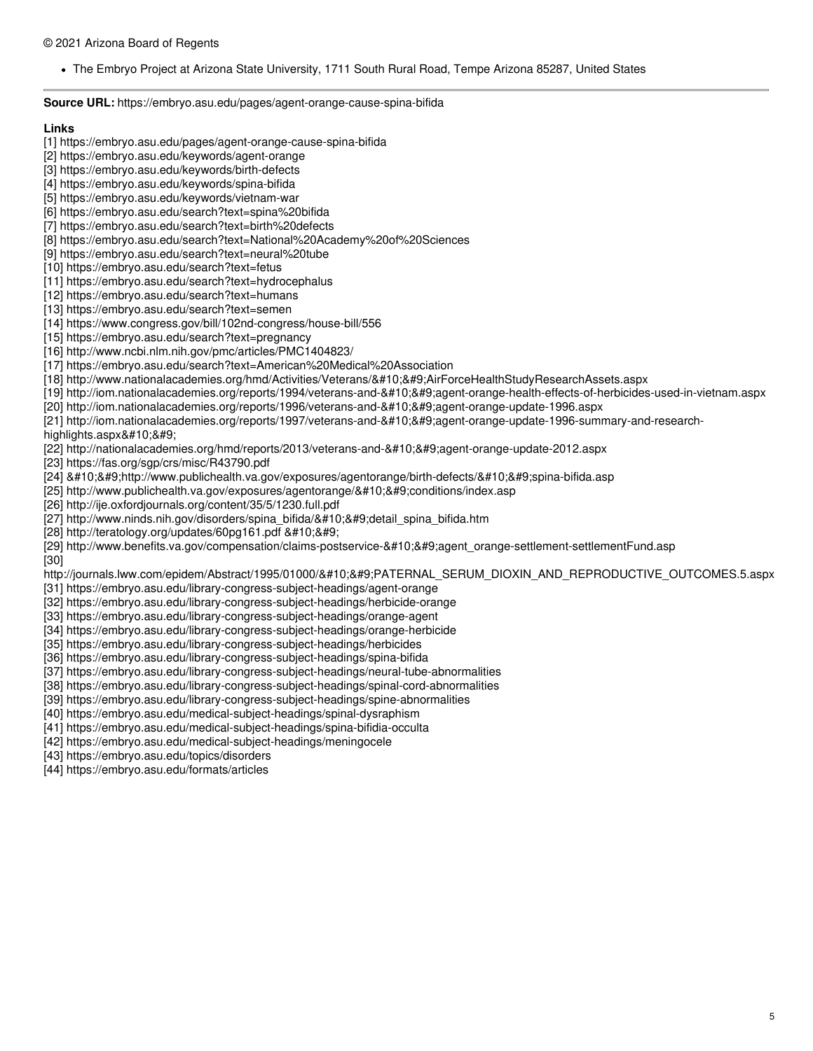© 2021 Arizona Board of Regents

- The Embryo Project at Arizona State University, 1711 South Rural Road, Tempe Arizona 85287, United States

---

**Source URL:** https://embryo.asu.edu/pages/agent-orange-cause-spina-bifida

**Links**

[1] https://embryo.asu.edu/pages/agent-orange-cause-spina-bifida
[2] https://embryo.asu.edu/keywords/agent-orange
[3] https://embryo.asu.edu/keywords/birth-defects
[4] https://embryo.asu.edu/keywords/spina-bifida
[5] https://embryo.asu.edu/keywords/vietnam-war
[6] https://embryo.asu.edu/search?text=spina%20bifida
[7] https://embryo.asu.edu/search?text=birth%20defects
[8] https://embryo.asu.edu/search?text=National%20Academy%20of%20Sciences
[9] https://embryo.asu.edu/search?text=neural%20tube
[10] https://embryo.asu.edu/search?text=fetus
[11] https://embryo.asu.edu/search?text=hydrocephalus
[12] https://embryo.asu.edu/search?text=humans
[13] https://embryo.asu.edu/search?text=semen
[14] https://www.congress.gov/bill/102nd-congress/house-bill/556
[15] https://embryo.asu.edu/search?text=pregnancy
[16] http://www.ncbi.nlm.nih.gov/pmc/articles/PMC1404823/
[17] https://embryo.asu.edu/search?text=American%20Medical%20Association
[18] http://www.nationalacademies.org/hmd/Activities/Veterans/&#10;&#9;AirForceHealthStudyResearchAssets.aspx
[19] http://iom.nationalacademies.org/reports/1994/veterans-and-&#10;&#9;agent-orange-health-effects-of-herbicides-used-in-vietnam.aspx
[20] http://iom.nationalacademies.org/reports/1996/veterans-and-&#10;&#9;agent-orange-update-1996.aspx
[21] http://iom.nationalacademies.org/reports/1997/veterans-and-&#10;&#9;agent-orange-update-1996-summary-and-research-highlights.aspx&#10;&#9;
[22] http://nationalacademies.org/hmd/reports/2013/veterans-and-&#10;&#9;agent-orange-update-2012.aspx
[23] https://fas.org/sgp/crs/misc/R43790.pdf
[24] &#10;&#9;http://www.publichealth.va.gov/exposures/agentorange/birth-defects/&#10;&#9;spina-bifida.asp
[25] http://www.publichealth.va.gov/exposures/agentorange/&#10;&#9;conditions/index.asp
[26] http://ije.oxfordjournals.org/content/35/5/1230.full.pdf
[27] http://www.ninds.nih.gov/disorders/spina_bifida/&#10;&#9;detail_spina_bifida.htm
[28] http://teratology.org/updates/60pg161.pdf &#10;&#9;
[29] http://www.benefits.va.gov/compensation/claims-postservice-&#10;&#9;agent_orange-settlement-settlementFund.asp
[30] http://journals.lww.com/epidem/Abstract/1995/01000/&#10;&#9;PATERNAL_SERUM_DIOXIN_AND_REPRODUCTIVE_OUTCOMES.5.aspx
[31] https://embryo.asu.edu/library-congress-subject-headings/agent-orange
[32] https://embryo.asu.edu/library-congress-subject-headings/herbicide-orange
[33] https://embryo.asu.edu/library-congress-subject-headings/orange-agent
[34] https://embryo.asu.edu/library-congress-subject-headings/orange-herbicide
[35] https://embryo.asu.edu/library-congress-subject-headings/herbicides
[36] https://embryo.asu.edu/library-congress-subject-headings/spina-bifida
[37] https://embryo.asu.edu/library-congress-subject-headings/neural-tube-abnormalities
[38] https://embryo.asu.edu/library-congress-subject-headings/spinal-cord-abnormalities
[39] https://embryo.asu.edu/library-congress-subject-headings/spine-abnormalities
[40] https://embryo.asu.edu/medical-subject-headings/spinal-dysraphism
[41] https://embryo.asu.edu/medical-subject-headings/spina-bifidia-occulta
[42] https://embryo.asu.edu/medical-subject-headings/meningocele
[43] https://embryo.asu.edu/topics/disorders
[44] https://embryo.asu.edu/formats/articles